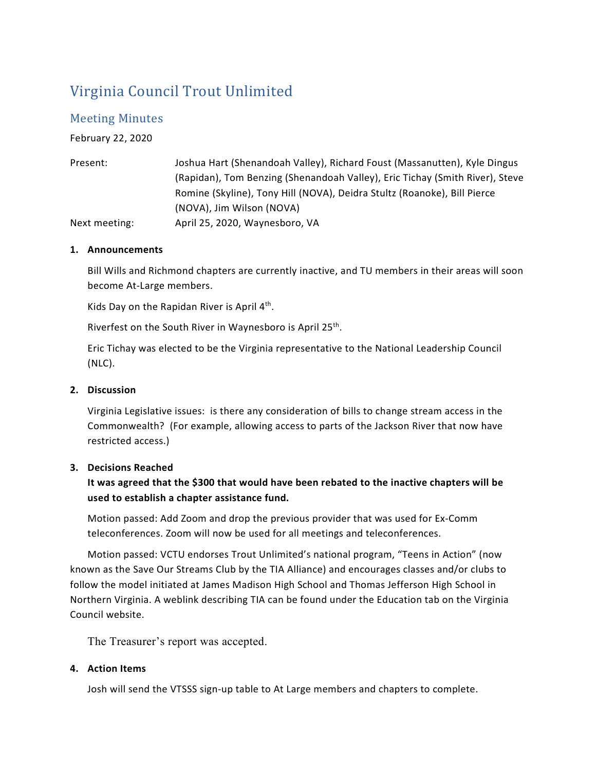# Virginia Council Trout Unlimited

## Meeting Minutes

February 22, 2020

| | |
|---|---|
| Present: | Joshua Hart (Shenandoah Valley), Richard Foust (Massanutten), Kyle Dingus (Rapidan), Tom Benzing (Shenandoah Valley), Eric Tichay (Smith River), Steve Romine (Skyline), Tony Hill (NOVA), Deidra Stultz (Roanoke), Bill Pierce (NOVA), Jim Wilson (NOVA) |
| Next meeting: | April 25, 2020, Waynesboro, VA |

1. **Announcements**

   Bill Wills and Richmond chapters are currently inactive, and TU members in their areas will soon become At-Large members.

   Kids Day on the Rapidan River is April 4th.

   Riverfest on the South River in Waynesboro is April 25th.

   Eric Tichay was elected to be the Virginia representative to the National Leadership Council (NLC).

2. **Discussion**

   Virginia Legislative issues: is there any consideration of bills to change stream access in the Commonwealth? (For example, allowing access to parts of the Jackson River that now have restricted access.)

3. **Decisions Reached**

   **It was agreed that the $300 that would have been rebated to the inactive chapters will be used to establish a chapter assistance fund.**

   Motion passed: Add Zoom and drop the previous provider that was used for Ex-Comm teleconferences. Zoom will now be used for all meetings and teleconferences.

   Motion passed: VCTU endorses Trout Unlimited's national program, "Teens in Action" (now known as the Save Our Streams Club by the TIA Alliance) and encourages classes and/or clubs to follow the model initiated at James Madison High School and Thomas Jefferson High School in Northern Virginia. A weblink describing TIA can be found under the Education tab on the Virginia Council website.

   The Treasurer's report was accepted.

4. **Action Items**

   Josh will send the VTSSS sign-up table to At Large members and chapters to complete.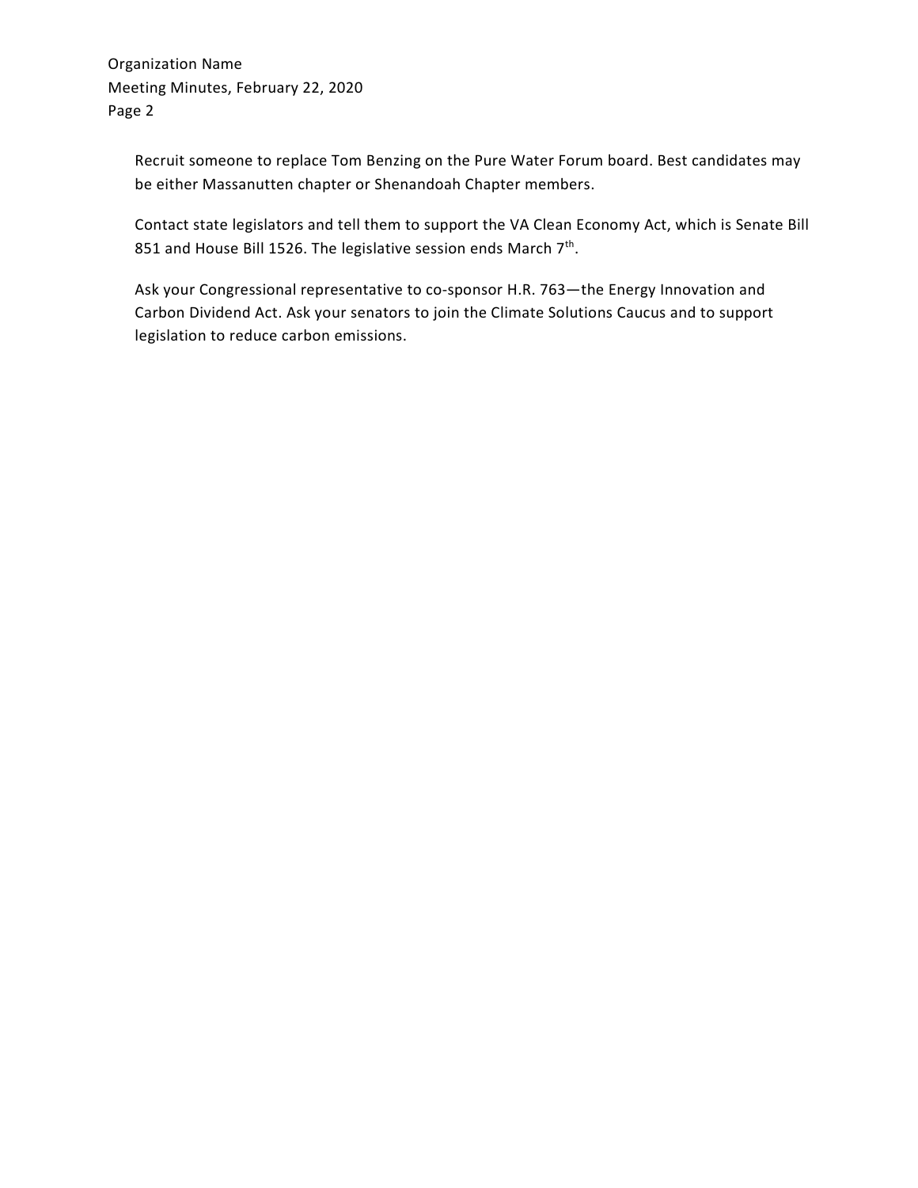Recruit someone to replace Tom Benzing on the Pure Water Forum board. Best candidates may be either Massanutten chapter or Shenandoah Chapter members.

Contact state legislators and tell them to support the VA Clean Economy Act, which is Senate Bill 851 and House Bill 1526. The legislative session ends March 7th.

Ask your Congressional representative to co-sponsor H.R. 763—the Energy Innovation and Carbon Dividend Act. Ask your senators to join the Climate Solutions Caucus and to support legislation to reduce carbon emissions.